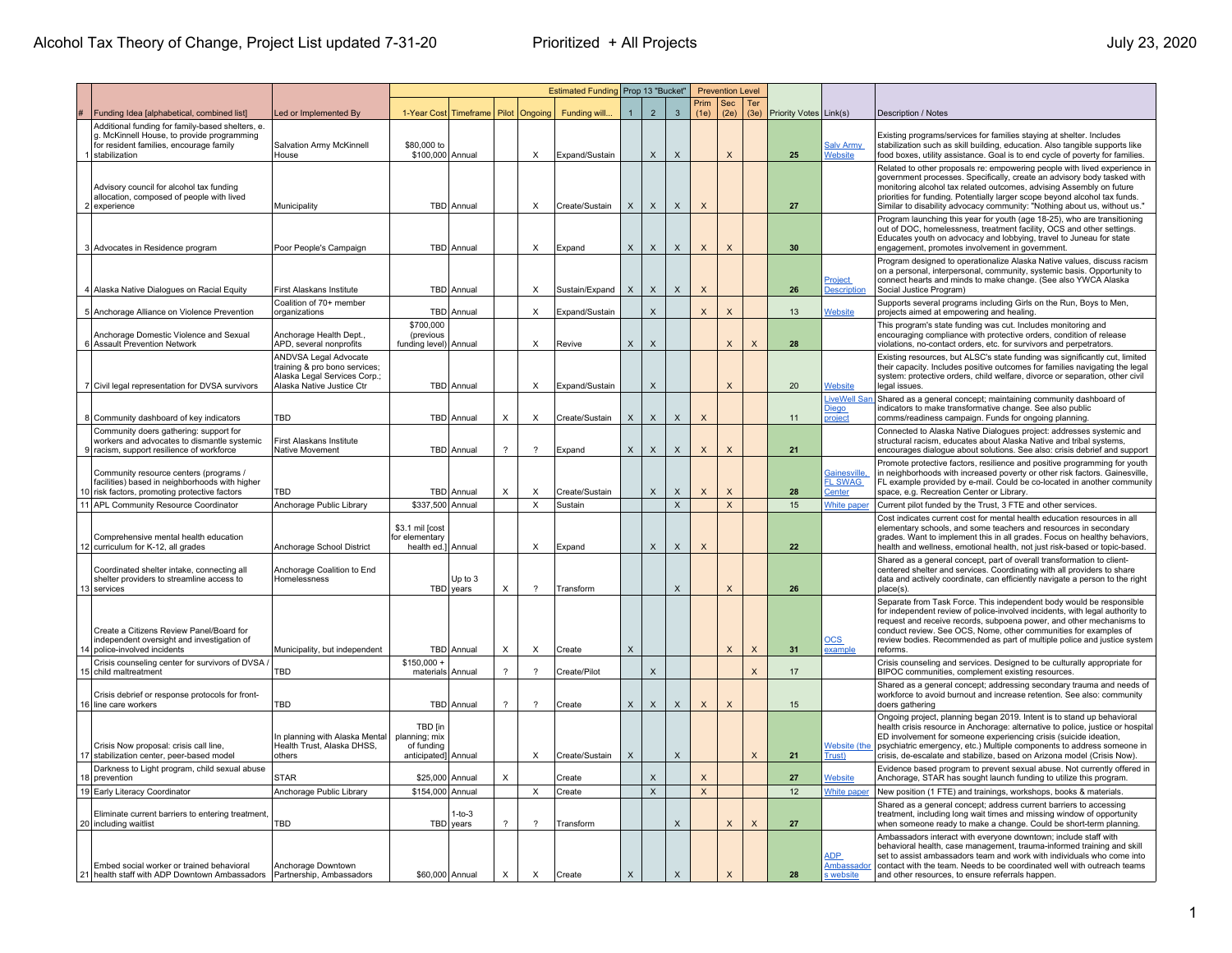Alcohol Tax Theory of Change, Project List updated 7-31-20 — Prioritized + All Projects — July 23, 2020

| # | Funding Idea [alphabetical, combined list] | Led or Implemented By | Estimated Funding | | | | | Prop 13 "Bucket" | | | Prevention Level | | | Priority Votes | Link(s) | Description / Notes |
|---|---|---|---|---|---|---|---|---|---|---|---|---|---|---|---|---|
| | | | 1-Year Cost | Timeframe | Pilot | Ongoing | Funding will... | 1 | 2 | 3 | Prim (1e) | Sec (2e) | Ter (3e) | | | |
| 1 | Additional funding for family-based shelters, e. g. McKinnell House, to provide programming for resident families, encourage family stabilization | Salvation Army McKinnell House | $80,000 to $100,000 | Annual | | X | Expand/Sustain | | X | X | | X | | 25 | Salv Army Website | Existing programs/services for families staying at shelter. Includes stabilization such as skill building, education. Also tangible supports like food boxes, utility assistance. Goal is to end cycle of poverty for families. |
| 2 | Advisory council for alcohol tax funding allocation, composed of people with lived experience | Municipality | TBD | Annual | | X | Create/Sustain | X | X | X | X | | | 27 | | Related to other proposals re: empowering people with lived experience in government processes. Specifically, create an advisory body tasked with monitoring alcohol tax related outcomes, advising Assembly on future priorities for funding. Potentially larger scope beyond alcohol tax funds. Similar to disability advocacy community: "Nothing about us, without us." |
| 3 | Advocates in Residence program | Poor People's Campaign | TBD | Annual | | X | Expand | X | X | X | X | X | | 30 | | Program launching this year for youth (age 18-25), who are transitioning out of DOC, homelessness, treatment facility, OCS and other settings. Educates youth on advocacy and lobbying, travel to Juneau for state engagement, promotes involvement in government. |
| 4 | Alaska Native Dialogues on Racial Equity | First Alaskans Institute | TBD | Annual | | X | Sustain/Expand | X | X | X | X | | | 26 | Project Description | Program designed to operationalize Alaska Native values, discuss racism on a personal, interpersonal, community, systemic basis. Opportunity to connect hearts and minds to make change. (See also YWCA Alaska Social Justice Program) |
| 5 | Anchorage Alliance on Violence Prevention | Coalition of 70+ member organizations | TBD | Annual | | X | Expand/Sustain | | X | | X | X | | 13 | Website | Supports several programs including Girls on the Run, Boys to Men, projects aimed at empowering and healing. |
| 6 | Anchorage Domestic Violence and Sexual Assault Prevention Network | Anchorage Health Dept., APD, several nonprofits | $700,000 (previous funding level) | Annual | | X | Revive | X | X | | | X | X | 28 | | This program's state funding was cut. Includes monitoring and encouraging compliance with protective orders, condition of release violations, no-contact orders, etc. for survivors and perpetrators. |
| 7 | Civil legal representation for DVSA survivors | ANDVSA Legal Advocate training & pro bono services; Alaska Legal Services Corp.; Alaska Native Justice Ctr | TBD | Annual | | X | Expand/Sustain | | X | | | X | | 20 | Website | Existing resources, but ALSC's state funding was significantly cut, limited their capacity. Includes positive outcomes for families navigating the legal system: protective orders, child welfare, divorce or separation, other civil legal issues. |
| 8 | Community dashboard of key indicators | TBD | TBD | Annual | X | X | Create/Sustain | X | X | X | X | | | 11 | LiveWell San Diego project | Shared as a general concept; maintaining community dashboard of indicators to make transformative change. See also public comms/readiness campaign. Funds for ongoing planning. |
| 9 | Community doers gathering: support for workers and advocates to dismantle systemic racism, support resilience of workforce | First Alaskans Institute Native Movement | TBD | Annual | ? | ? | Expand | X | X | X | X | X | | 21 | | Connected to Alaska Native Dialogues project: addresses systemic and structural racism, educates about Alaska Native and tribal systems, encourages dialogue about solutions. See also: crisis debrief and support |
| 10 | Community resource centers (programs / facilities) based in neighborhoods with higher risk factors, promoting protective factors | TBD | TBD | Annual | X | X | Create/Sustain | | X | X | X | X | | 28 | Gainesville, FL SWAG Center | Promote protective factors, resilience and positive programming for youth in neighborhoods with increased poverty or other risk factors. Gainesville, FL example provided by e-mail. Could be co-located in another community space, e.g. Recreation Center or Library. |
| 11 | APL Community Resource Coordinator | Anchorage Public Library | $337,500 | Annual | | X | Sustain | | | X | | X | | 15 | White paper | Current pilot funded by the Trust, 3 FTE and other services. |
| 12 | Comprehensive mental health education curriculum for K-12, all grades | Anchorage School District | $3.1 mil [cost for elementary health ed.] | Annual | | X | Expand | | X | X | X | | | 22 | | Cost indicates current cost for mental health education resources in all elementary schools, and some teachers and resources in secondary grades. Want to implement this in all grades. Focus on healthy behaviors, health and wellness, emotional health, not just risk-based or topic-based. |
| 13 | Coordinated shelter intake, connecting all shelter providers to streamline access to services | Anchorage Coalition to End Homelessness | TBD | Up to 3 years | X | ? | Transform | | | X | | X | | 26 | | Shared as a general concept, part of overall transformation to client-centered shelter and services. Coordinating with all providers to share data and actively coordinate, can efficiently navigate a person to the right place(s). |
| 14 | Create a Citizens Review Panel/Board for independent oversight and investigation of police-involved incidents | Municipality, but independent | TBD | Annual | X | X | Create | X | | | | X | X | 31 | OCS example | Separate from Task Force. This independent body would be responsible for independent review of police-involved incidents, with legal authority to request and receive records, subpoena power, and other mechanisms to conduct review. See OCS, Nome, other communities for examples of review bodies. Recommended as part of multiple police and justice system reforms. |
| 15 | Crisis counseling center for survivors of DVSA / child maltreatment | TBD | $150,000 + materials | Annual | ? | ? | Create/Pilot | | X | | | | X | 17 | | Crisis counseling and services. Designed to be culturally appropriate for BIPOC communities, complement existing resources. |
| 16 | Crisis debrief or response protocols for front-line care workers | TBD | TBD | Annual | ? | ? | Create | X | X | X | X | X | | 15 | | Shared as a general concept; addressing secondary trauma and needs of workforce to avoid burnout and increase retention. See also: community doers gathering |
| 17 | Crisis Now proposal: crisis call line, stabilization center, peer-based model | In planning with Alaska Mental Health Trust, Alaska DHSS, others | TBD [in planning; mix of funding anticipated] | Annual | | X | Create/Sustain | X | | X | | | X | 21 | Website (the Trust) | Ongoing project, planning began 2019. Intent is to stand up behavioral health crisis resource in Anchorage: alternative to police, justice or hospital ED involvement for someone experiencing crisis (suicide ideation, psychiatric emergency, etc.) Multiple components to address someone in crisis, de-escalate and stabilize, based on Arizona model (Crisis Now). |
| 18 | Darkness to Light program, child sexual abuse prevention | STAR | $25,000 | Annual | X | | Create | | X | | X | | | 27 | Website | Evidence based program to prevent sexual abuse. Not currently offered in Anchorage, STAR has sought launch funding to utilize this program. |
| 19 | Early Literacy Coordinator | Anchorage Public Library | $154,000 | Annual | | X | Create | | X | | X | | | 12 | White paper | New position (1 FTE) and trainings, workshops, books & materials. |
| 20 | Eliminate current barriers to entering treatment, including waitlist | TBD | TBD | 1-to-3 years | ? | ? | Transform | | | X | | X | X | 27 | | Shared as a general concept; address current barriers to accessing treatment, including long wait times and missing window of opportunity when someone ready to make a change. Could be short-term planning. |
| 21 | Embed social worker or trained behavioral health staff with ADP Downtown Ambassadors | Anchorage Downtown Partnership, Ambassadors | $60,000 | Annual | X | X | Create | X | | X | | X | | 28 | ADP Ambassadors website | Ambassadors interact with everyone downtown; include staff with behavioral health, case management, trauma-informed training and skill set to assist ambassadors team and work with individuals who come into contact with the team. Needs to be coordinated well with outreach teams and other resources, to ensure referrals happen. |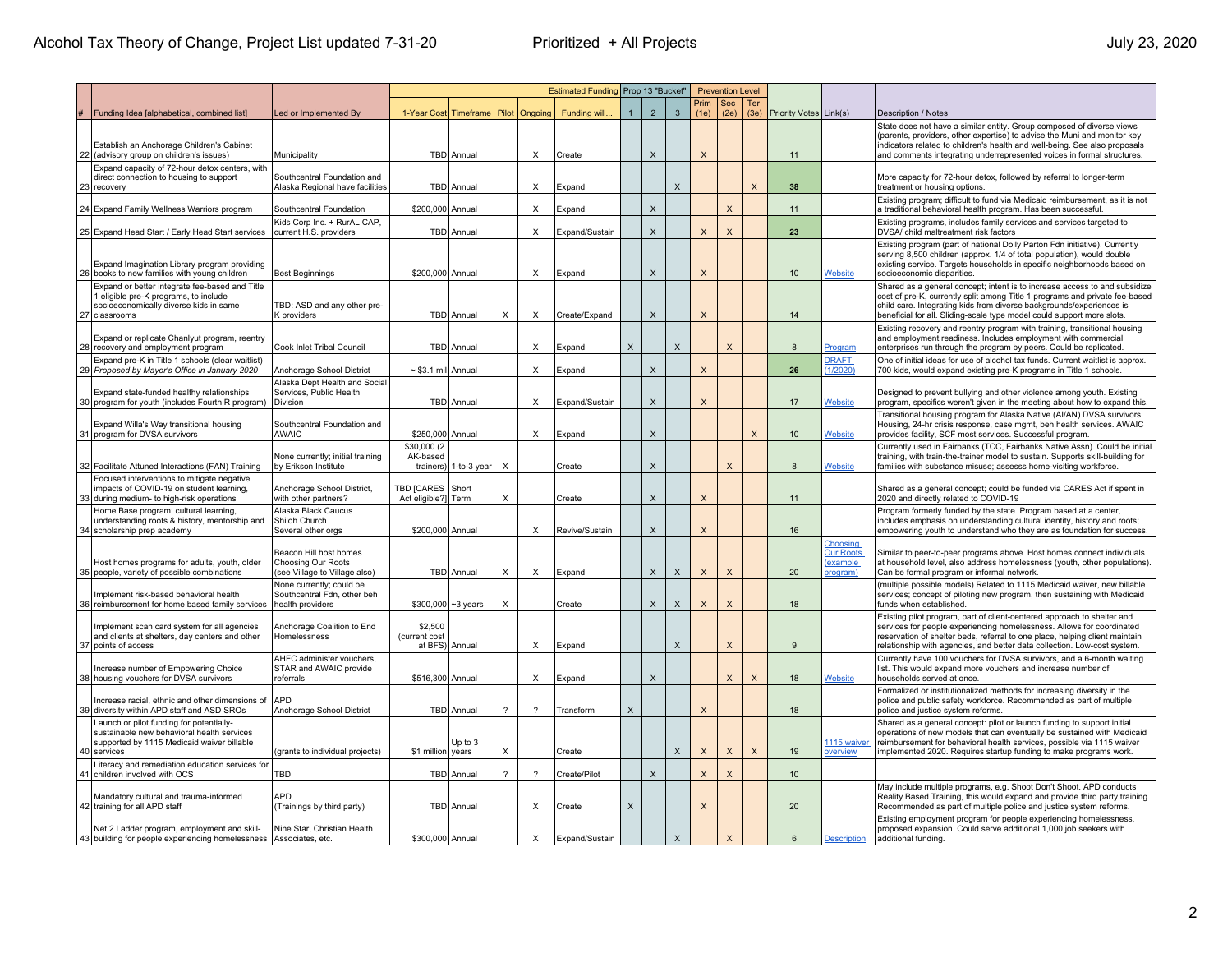| # | Funding Idea [alphabetical, combined list] | Led or Implemented By | Estimated Funding 1-Year Cost | Timeframe | Pilot | Ongoing | Funding will... | Prop 13 "Bucket" 1 | 2 | 3 | Prevention Level Prim (1e) | Sec (2e) | Ter (3e) | Priority Votes | Link(s) | Description / Notes |
|---|---|---|---|---|---|---|---|---|---|---|---|---|---|---|---|---|
| 22 | Establish an Anchorage Children's Cabinet (advisory group on children's issues) | Municipality | TBD | Annual | | X | Create | | X | | X | | | 11 | | State does not have a similar entity. Group composed of diverse views (parents, providers, other expertise) to advise the Muni and monitor key indicators related to children's health and well-being. See also proposals and comments integrating underrepresented voices in formal structures. |
| 23 | Expand capacity of 72-hour detox centers, with direct connection to housing to support recovery | Southcentral Foundation and Alaska Regional have facilities | TBD | Annual | | X | Expand | | | X | | | X | 38 | | More capacity for 72-hour detox, followed by referral to longer-term treatment or housing options. |
| 24 | Expand Family Wellness Warriors program | Southcentral Foundation | $200,000 | Annual | | X | Expand | | X | | | X | | 11 | | Existing program; difficult to fund via Medicaid reimbursement, as it is not a traditional behavioral health program. Has been successful. |
| 25 | Expand Head Start / Early Head Start services | Kids Corp Inc. + RurAL CAP, current H.S. providers | TBD | Annual | | X | Expand/Sustain | | X | | X | X | | 23 | | Existing programs, includes family services and services targeted to DVSA/ child maltreatment risk factors |
| 26 | Expand Imagination Library program providing books to new families with young children | Best Beginnings | $200,000 | Annual | | X | Expand | | X | | X | | | 10 | Website | Existing program (part of national Dolly Parton Fdn initiative). Currently serving 8,500 children (approx. 1/4 of total population), would double existing service. Targets households in specific neighborhoods based on socioeconomic disparities. |
| 27 | Expand or better integrate fee-based and Title 1 eligible pre-K programs, to include socioeconomically diverse kids in same classrooms | TBD: ASD and any other pre-K providers | TBD | Annual | X | X | Create/Expand | | X | | X | | | 14 | | Shared as a general concept; intent is to increase access to and subsidize cost of pre-K, currently split among Title 1 programs and private fee-based child care. Integrating kids from diverse backgrounds/experiences is beneficial for all. Sliding-scale type model could support more slots. |
| 28 | Expand or replicate Chanlyut program, reentry recovery and employment program | Cook Inlet Tribal Council | TBD | Annual | | X | Expand | X | | X | | X | | 8 | Program | Existing recovery and reentry program with training, transitional housing and employment readiness. Includes employment with commercial enterprises run through the program by peers. Could be replicated. |
| 29 | Expand pre-K in Title 1 schools (clear waitlist) *Proposed by Mayor's Office in January 2020* | Anchorage School District | ~ $3.1 mil | Annual | | X | Expand | | X | | X | | | 26 | DRAFT (1/2020) | One of initial ideas for use of alcohol tax funds. Current waitlist is approx. 700 kids, would expand existing pre-K programs in Title 1 schools. |
| 30 | Expand state-funded healthy relationships program for youth (includes Fourth R program) | Alaska Dept Health and Social Services, Public Health Division | TBD | Annual | | X | Expand/Sustain | | X | | X | | | 17 | Website | Designed to prevent bullying and other violence among youth. Existing program, specifics weren't given in the meeting about how to expand this. |
| 31 | Expand Willa's Way transitional housing program for DVSA survivors | Southcentral Foundation and AWAIC | $250,000 | Annual | | X | Expand | | X | | | | X | 10 | Website | Transitional housing program for Alaska Native (AI/AN) DVSA survivors. Housing, 24-hr crisis response, case mgmt, beh health services. AWAIC provides facility, SCF most services. Successful program. |
| 32 | Facilitate Attuned Interactions (FAN) Training | None currently; initial training by Erikson Institute | $30,000 (2 AK-based trainers) | 1-to-3 year | X | | Create | | X | | | X | | 8 | Website | Currently used in Fairbanks (TCC, Fairbanks Native Assn). Could be initial training, with train-the-trainer model to sustain. Supports skill-building for families with substance misuse; assess home-visiting workforce. |
| 33 | Focused interventions to mitigate negative impacts of COVID-19 on student learning, during medium- to high-risk operations | Anchorage School District, with other partners? | TBD [CARES Act eligible?] | Short Term | X | | Create | | X | | X | | | 11 | | Shared as a general concept; could be funded via CARES Act if spent in 2020 and directly related to COVID-19 |
| 34 | Home Base program: cultural learning, understanding roots & history, mentorship and scholarship prep academy | Alaska Black Caucus Shiloh Church Several other orgs | $200,000 | Annual | | X | Revive/Sustain | | X | | X | | | 16 | | Program formerly funded by the state. Program based at a center, includes emphasis on understanding cultural identity, history and roots; empowering youth to understand who they are as foundation for success. |
| 35 | Host homes programs for adults, youth, older people, variety of possible combinations | Beacon Hill host homes Choosing Our Roots (see Village to Village also) | TBD | Annual | X | X | Expand | | X | X | X | X | | 20 | Choosing Our Roots (example program) | Similar to peer-to-peer programs above. Host homes connect individuals at household level, also address homelessness (youth, other populations). Can be formal program or informal network. |
| 36 | Implement risk-based behavioral health reimbursement for home based family services | None currently; could be Southcentral Fdn, other beh health providers | $300,000 | ~3 years | X | | Create | | X | X | X | X | | 18 | | (multiple possible models) Related to 1115 Medicaid waiver, new billable services; concept of piloting new program, then sustaining with Medicaid funds when established. |
| 37 | Implement scan card system for all agencies and clients at shelters, day centers and other points of access | Anchorage Coalition to End Homelessness | $2,500 (current cost at BFS) | Annual | | X | Expand | | | X | | X | | 9 | | Existing pilot program, part of client-centered approach to shelter and services for people experiencing homelessness. Allows for coordinated reservation of shelter beds, referral to one place, helping client maintain relationship with agencies, and better data collection. Low-cost system. |
| 38 | Increase number of Empowering Choice housing vouchers for DVSA survivors | AHFC administer vouchers, STAR and AWAIC provide referrals | $516,300 | Annual | | X | Expand | | X | | | X | X | 18 | Website | Currently have 100 vouchers for DVSA survivors, and a 6-month waiting list. This would expand more vouchers and increase number of households served at once. |
| 39 | Increase racial, ethnic and other dimensions of diversity within APD staff and ASD SROs | APD Anchorage School District | TBD | Annual | ? | ? | Transform | X | | | X | | | 18 | | Formalized or institutionalized methods for increasing diversity in the police and public safety workforce. Recommended as part of multiple police and justice system reforms. |
| 40 | Launch or pilot funding for potentially-sustainable new behavioral health services supported by 1115 Medicaid waiver billable services | (grants to individual projects) | $1 million | Up to 3 years | X | | Create | | | X | X | X | X | 19 | 1115 waiver overview | Shared as a general concept: pilot or launch funding to support initial operations of new models that can eventually be sustained with Medicaid reimbursement for behavioral health services, possible via 1115 waiver implemented 2020. Requires startup funding to make programs work. |
| 41 | Literacy and remediation education services for children involved with OCS | TBD | TBD | Annual | ? | ? | Create/Pilot | | X | | X | X | | 10 | | |
| 42 | Mandatory cultural and trauma-informed training for all APD staff | APD (Trainings by third party) | TBD | Annual | | X | Create | X | | | X | | | 20 | | May include multiple programs, e.g. Shoot Don't Shoot. APD conducts Reality Based Training, this would expand and provide third party training. Recommended as part of multiple police and justice system reforms. |
| 43 | Net 2 Ladder program, employment and skill-building for people experiencing homelessness | Nine Star, Christian Health Associates, etc. | $300,000 | Annual | | X | Expand/Sustain | | | X | | X | | 6 | Description | Existing employment program for people experiencing homelessness, proposed expansion. Could serve additional 1,000 job seekers with additional funding. |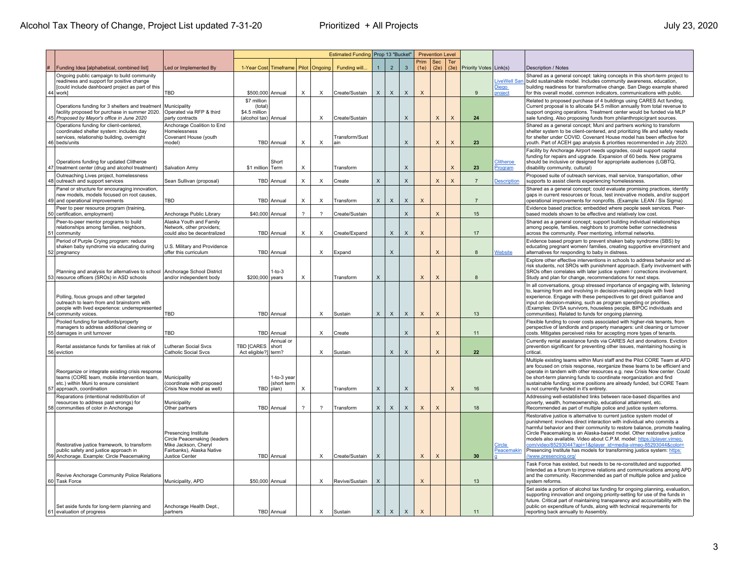Alcohol Tax Theory of Change, Project List updated 7-31-20 Prioritized + All Projects July 23, 2020

| # | Funding Idea [alphabetical, combined list] | Led or Implemented By | 1-Year Cost | Timeframe | Pilot | Ongoing | Estimated Funding: Funding will... | Prop 13 "Bucket" 1 | 2 | 3 | Prevention Level Prim (1e) | Sec (2e) | Ter (3e) | Priority Votes | Link(s) | Description / Notes |
|---|---|---|---|---|---|---|---|---|---|---|---|---|---|---|---|---|
| 44 | Ongoing public campaign to build community readiness and support for positive change [could include dashboard project as part of this work] | TBD | $500,000 | Annual | X | X | Create/Sustain | X | X | X | X | | | 9 | LiveWell San Diego project | Shared as a general concept: taking concepts in this short-term project to build sustainable model. Includes community awareness, education, building readiness for transformative change. San Diego example shared for this overall model, common indicators, communications with public. |
| 45 | Operations funding for 3 shelters and treatment facility proposed for purchase in summer 2020. *Proposed by Mayor's office in June 2020* | Municipality Operated via RFP & third party contracts | $7 million (total) $4.5 million (alcohol tax) | Annual | | X | Create/Sustain | | | X | | X | X | 24 | | Related to proposed purchase of 4 buildings using CARES Act funding. Current proposal is to allocate $4.5 million annually from total revenue to support ongoing operations. Treatment center would be funded via MLP sale funding. Also proposing funds from philanthropic/grant sources. |
| 46 | Operations funding for client-centered, coordinated shelter system: includes day services, relationship building, overnight beds/units | Anchorage Coalition to End Homelessness Covenant House (youth model) | TBD | Annual | X | X | Transform/Sustain | | | X | | X | X | 23 | | Shared as a general concept; Muni and partners working to transform shelter system to be client-centered, and prioritizing life and safety needs for shelter under COVID. Covenant House model has been effective for youth. Part of ACEH gap analysis & priorities recommended in July 2020. |
| 47 | Operations funding for updated Clitheroe treatment center (drug and alcohol treatment) | Salvation Army | $1 million | Short Term | X | | Transform | | | X | | | X | 23 | Clitheroe Program | Facility by Anchorage Airport needs upgrades, could support capital funding for repairs and upgrade. Expansion of 60 beds. New programs should be inclusive or designed for appropriate audiences (LGBTQ, disability community, cultural) |
| 48 | Outreaching Lives project, homelessness outreach and support services | Sean Sullivan (proposal) | TBD | Annual | X | X | Create | X | | X | | X | X | 7 | Description | Proposed suite of outreach services, mail service, transportation, other supports to assist clients experiencing homelessness. |
| 49 | Panel or structure for encouraging innovation, new models, models focused on root causes, and operational improvements | TBD | TBD | Annual | X | X | Transform | X | X | X | X | | | 7 | | Shared as a general concept; could evaluate promising practices, identify gaps in current resources or focus, test innovative models, and/or support operational improvements for nonprofits. (Example: LEAN / Six Sigma) |
| 50 | Peer to peer resource program (training, certification, employment) | Anchorage Public Library | $40,000 | Annual | ? | ? | Create/Sustain | | | X | | X | | 15 | | Evidence based practice; embedded where people seek services. Peer-based models shown to be effective and relatively low cost. |
| 51 | Peer-to-peer mentor programs to build relationships among families, neighbors, community | Alaska Youth and Family Network, other providers; could also be decentralized | TBD | Annual | X | X | Create/Expand | | X | X | X | | | 17 | | Shared as a general concept; support building individual relationships among people, families, neighbors to promote better connectedness across the community. Peer mentoring, informal networks. |
| 52 | Period of Purple Crying program: reduce shaken baby syndrome via educating during pregnancy | U.S. Military and Providence offer this curriculum | TBD | Annual | | X | Expand | | X | | | X | | 8 | Website | Evidence based program to prevent shaken baby syndrome (SBS) by educating pregnant women/ families, creating supportive environment and alternatives for responding to baby in distress. |
| 53 | Planning and analysis for alternatives to school resource officers (SROs) in ASD schools | Anchorage School District and/or independent body | $200,000 | 1-to-3 years | X | | Transform | X | | | X | X | | 8 | | Explore other effective interventions in schools to address behavior and at-risk students, not SROs with punishment approach. Early involvement with SROs often correlates with later justice system / corrections involvement. Study and plan for change, recommendations for next steps. |
| 54 | Polling, focus groups and other targeted outreach to learn from and brainstorm with people with lived experience: underrepresented community voices. | TBD | TBD | Annual | | X | Sustain | X | X | X | X | X | | 13 | | In all conversations, group stressed importance of engaging with, listening to, learning from and involving in decision-making people with lived experience. Engage with these perspectives to get direct guidance and input on decision-making, such as program spending or priorities. (Examples: DVSA survivors, houseless people, BIPOC individuals and communities). Related to funds for ongoing planning. |
| 55 | Pooled funding for landlords/property managers to address additional cleaning or damages in unit turnover | TBD | TBD | Annual | | X | Create | | | X | | X | | 11 | | Flexible funding to cover costs associated with higher-risk tenants, from perspective of landlords and property managers: unit cleaning or turnover costs. Mitigates perceived risks for accepting more types of tenants. |
| 56 | Rental assistance funds for families at risk of eviction | Lutheran Social Svcs Catholic Social Svcs | TBD [CARES Act eligible?] | Annual or short term? | | X | Sustain | | X | X | | X | | 22 | | Currently rental assistance funds via CARES Act and donations. Eviction prevention significant for preventing other issues, maintaining housing is critical. |
| 57 | Reorganize or integrate existing crisis response teams (CORE team, mobile intervention team, etc.) within Muni to ensure consistent approach, coordination | Municipality (coordinate with proposed Crisis Now model as well) | TBD | 1-to-3 year (short term plan) | X | | Transform | X | | X | | | X | 16 | | Multiple existing teams within Muni staff and the Pilot CORE Team at AFD are focused on crisis response, reorganize these teams to be efficient and operate in tandem with other resources e.g. new Crisis Now center. Could be short-term planning funds to coordinate reorganization and find sustainable funding; some positions are already funded, but CORE Team is not currently funded in it's entirety. |
| 58 | Reparations (intentional redistribution of resources to address past wrongs) for communities of color in Anchorage | Municipality Other partners | TBD | Annual | ? | ? | Transform | X | X | X | X | X | | 18 | | Addressing well-established links between race-based disparities and poverty, wealth, homeownership, educational attainment, etc. Recommended as part of multiple police and justice system reforms. |
| 59 | Restorative justice framework, to transform public safety and justice approach in Anchorage. Example: Circle Peacemaking | Presencing Institute Circle Peacemaking (leaders Mike Jackson, Cheryl Fairbanks), Alaska Native Justice Center | TBD | Annual | | X | Create/Sustain | X | | | X | X | | 30 | Circle Peacemaking | Restorative justice is alternative to current justice system model of punishment: involves direct interaction with individual who commits a harmful behavior and their community to restore balance, promote healing. Circle Peacemaking is an Alaska-based model. Other restorative justice models also available. Video about C.P.M. model: https://player.vimeo.com/video/85293044?api=1&player_id=media-vimeo-85293044&color= Presencing Institute has models for transforming justice system: https://www.presencing.org/ |
| 60 | Revive Anchorage Community Police Relations Task Force | Municipality, APD | $50,000 | Annual | | X | Revive/Sustain | X | | | X | | | 13 | | Task Force has existed, but needs to be re-constituted and supported. Intended as a forum to improve relations and communications among APD and the community. Recommended as part of multiple police and justice system reforms. |
| 61 | Set aside funds for long-term planning and evaluation of progress | Anchorage Health Dept., partners | TBD | Annual | | X | Sustain | X | X | X | X | | | 11 | | Set aside a portion of alcohol tax funding for ongoing planning, evaluation, supporting innovation and ongoing priority-setting for use of the funds in future. Critical part of maintaining transparency and accountability with the public on expenditure of funds, along with technical requirements for reporting back annually to Assembly. |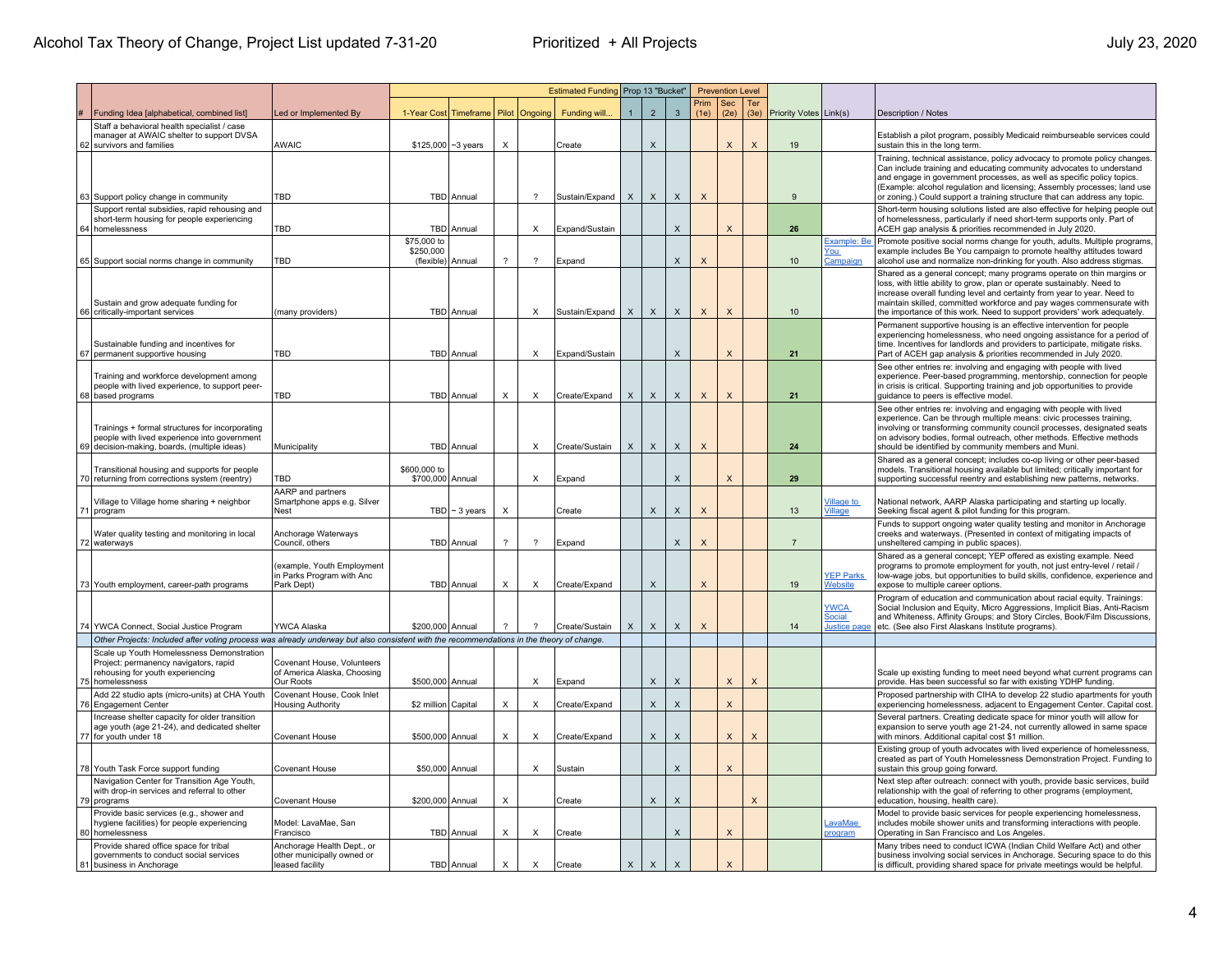Alcohol Tax Theory of Change, Project List updated 7-31-20 — Prioritized + All Projects — July 23, 2020

| # | Funding Idea [alphabetical, combined list] | Led or Implemented By | 1-Year Cost | Timeframe | Pilot | Ongoing | Funding will... | Prop 13 "Bucket" 1 | 2 | 3 | Prevention Level Prim (1e) | Sec (2e) | Ter (3e) | Priority Votes | Link(s) | Description / Notes |
|---|---|---|---|---|---|---|---|---|---|---|---|---|---|---|---|---|
| 62 | Staff a behavioral health specialist / case manager at AWAIC shelter to support DVSA survivors and families | AWAIC | $125,000 | ~3 years | X | | Create | | X | | | X | X | 19 | | Establish a pilot program, possibly Medicaid reimburseable services could sustain this in the long term. |
| 63 | Support policy change in community | TBD | TBD | Annual | | ? | Sustain/Expand | X | X | X | X | | | 9 | | Training, technical assistance, policy advocacy to promote policy changes. Can include training and educating community advocates to understand and engage in government processes, as well as specific policy topics. (Example: alcohol regulation and licensing; Assembly processes; land use or zoning.) Could support a training structure that can address any topic. |
| 64 | Support rental subsidies, rapid rehousing and short-term housing for people experiencing homelessness | TBD | TBD | Annual | | X | Expand/Sustain | | | X | | X | | 26 | | Short-term housing solutions listed are also effective for helping people out of homelessness, particularly if need short-term supports only. Part of ACEH gap analysis & priorities recommended in July 2020. |
| 65 | Support social norms change in community | TBD | $75,000 to $250,000 (flexible) | Annual | ? | ? | Expand | | | X | X | | | 10 | Example: Be You Campaign | Promote positive social norms change for youth, adults. Multiple programs, example includes Be You campaign to promote healthy attitudes toward alcohol use and normalize non-drinking for youth. Also address stigmas. |
| 66 | Sustain and grow adequate funding for critically-important services | (many providers) | TBD | Annual | | X | Sustain/Expand | X | X | X | X | X | | 10 | | Shared as a general concept; many programs operate on thin margins or loss, with little ability to grow, plan or operate sustainably. Need to increase overall funding level and certainty from year to year. Need to maintain skilled, committed workforce and pay wages commensurate with the importance of this work. Need to support providers' work adequately. |
| 67 | Sustainable funding and incentives for permanent supportive housing | TBD | TBD | Annual | | X | Expand/Sustain | | | X | | X | | 21 | | Permanent supportive housing is an effective intervention for people experiencing homelessness, who need ongoing assistance for a period of time. Incentives for landlords and providers to participate, mitigate risks. Part of ACEH gap analysis & priorities recommended in July 2020. |
| 68 | Training and workforce development among people with lived experience, to support peer-based programs | TBD | TBD | Annual | X | X | Create/Expand | X | X | X | X | X | | 21 | | See other entries re: involving and engaging with people with lived experience. Peer-based programming, mentorship, connection for people in crisis is critical. Supporting training and job opportunities to provide guidance to peers is effective model. |
| 69 | Trainings + formal structures for incorporating people with lived experience into government decision-making, boards, (multiple ideas) | Municipality | TBD | Annual | | X | Create/Sustain | X | X | X | X | | | 24 | | See other entries re: involving and engaging with people with lived experience. Can be through multiple means: civic processes training, involving or transforming community council processes, designated seats on advisory bodies, formal outreach, other methods. Effective methods should be identified by community members and Muni. |
| 70 | Transitional housing and supports for people returning from corrections system (reentry) | TBD | $600,000 to $700,000 | Annual | | X | Expand | | | X | | X | | 29 | | Shared as a general concept; includes co-op living or other peer-based models. Transitional housing available but limited; critically important for supporting successful reentry and establishing new patterns, networks. |
| 71 | Village to Village home sharing + neighbor program | AARP and partners Smartphone apps e.g. Silver Nest | TBD | ~ 3 years | X | | Create | | X | X | X | | | 13 | Village to Village | National network, AARP Alaska participating and starting up locally. Seeking fiscal agent & pilot funding for this program. |
| 72 | Water quality testing and monitoring in local waterways | Anchorage Waterways Council, others | TBD | Annual | ? | ? | Expand | | | X | X | | | 7 | | Funds to support ongoing water quality testing and monitor in Anchorage creeks and waterways. (Presented in context of mitigating impacts of unsheltered camping in public spaces). |
| 73 | Youth employment, career-path programs | (example, Youth Employment in Parks Program with Anc Park Dept) | TBD | Annual | X | X | Create/Expand | | X | | X | | | 19 | YEP Parks Website | Shared as a general concept; YEP offered as existing example. Need programs to promote employment for youth, not just entry-level / retail / low-wage jobs, but opportunities to build skills, confidence, experience and expose to multiple career options. |
| 74 | YWCA Connect, Social Justice Program | YWCA Alaska | $200,000 | Annual | ? | ? | Create/Sustain | X | X | X | X | | | 14 | YWCA Social Justice page | Program of education and communication about racial equity. Trainings: Social Inclusion and Equity, Micro Aggressions, Implicit Bias, Anti-Racism and Whiteness, Affinity Groups; and Story Circles, Book/Film Discussions, etc. (See also First Alaskans Institute programs). |
| | *Other Projects: Included after voting process was already underway but also consistent with the recommendations in the theory of change.* | | | | | | | | | | | | | | | |
| 75 | Scale up Youth Homelessness Demonstration Project: permanency navigators, rapid rehousing for youth experiencing homelessness | Covenant House, Volunteers of America Alaska, Choosing Our Roots | $500,000 | Annual | | X | Expand | | X | X | | X | X | | | Scale up existing funding to meet need beyond what current programs can provide. Has been successful so far with existing YDHP funding. |
| 76 | Add 22 studio apts (micro-units) at CHA Youth Engagement Center | Covenant House, Cook Inlet Housing Authority | $2 million | Capital | X | X | Create/Expand | | X | X | | X | | | | Proposed partnership with CIHA to develop 22 studio apartments for youth experiencing homelessness, adjacent to Engagement Center. Capital cost. |
| 77 | Increase shelter capacity for older transition age youth (age 21-24), and dedicated shelter for youth under 18 | Covenant House | $500,000 | Annual | X | X | Create/Expand | | X | X | | X | X | | | Several partners. Creating dedicate space for minor youth will allow for expansion to serve youth age 21-24, not currently allowed in same space with minors. Additional capital cost $1 million. |
| 78 | Youth Task Force support funding | Covenant House | $50,000 | Annual | | X | Sustain | | | X | | X | | | | Existing group of youth advocates with lived experience of homelessness, created as part of Youth Homelessness Demonstration Project. Funding to sustain this group going forward. |
| 79 | Navigation Center for Transition Age Youth, with drop-in services and referral to other programs | Covenant House | $200,000 | Annual | X | | Create | | X | X | | | X | | | Next step after outreach: connect with youth, provide basic services, build relationship with the goal of referring to other programs (employment, education, housing, health care). |
| 80 | Provide basic services (e.g., shower and hygiene facilities) for people experiencing homelessness | Model: LavaMae, San Francisco | TBD | Annual | X | X | Create | | | X | | X | | | LavaMae program | Model to provide basic services for people experiencing homelessness, includes mobile shower units and transforming interactions with people. Operating in San Francisco and Los Angeles. |
| 81 | Provide shared office space for tribal governments to conduct social services business in Anchorage | Anchorage Health Dept., or other municipally owned or leased facility | TBD | Annual | X | X | Create | X | X | X | | X | | | | Many tribes need to conduct ICWA (Indian Child Welfare Act) and other business involving social services in Anchorage. Securing space to do this is difficult, providing shared space for private meetings would be helpful. |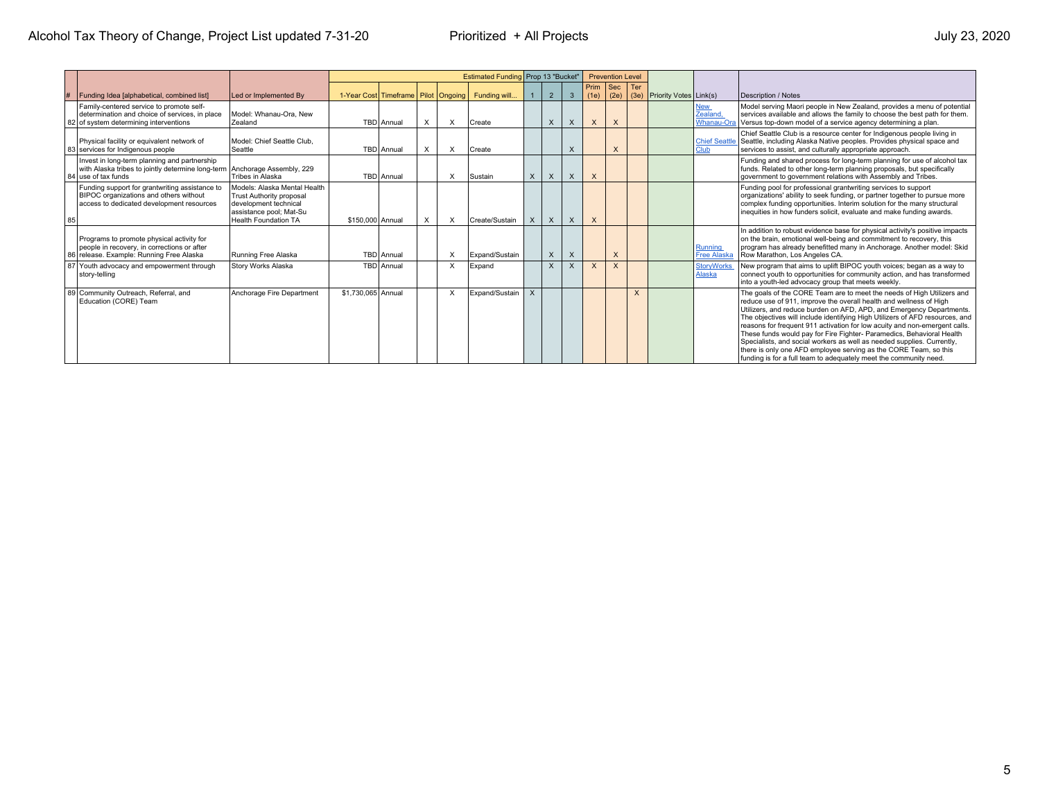| | | | Estimated Funding | | | | | Prop 13 "Bucket" | | | Prevention Level | | | | | |
|---|---|---|---|---|---|---|---|---|---|---|---|---|---|---|---|---|
| # | Funding Idea [alphabetical, combined list] | Led or Implemented By | 1-Year Cost | Timeframe | Pilot | Ongoing | Funding will... | 1 | 2 | 3 | Prim (1e) | Sec (2e) | Ter (3e) | Priority Votes | Link(s) | Description / Notes |
| 82 | Family-centered service to promote self-determination and choice of services, in place of system determining interventions | Model: Whanau-Ora, New Zealand | TBD | Annual | X | X | Create | | X | X | X | X | | | New Zealand, Whanau-Ora | Model serving Maori people in New Zealand, provides a menu of potential services available and allows the family to choose the best path for them. Versus top-down model of a service agency determining a plan. |
| 83 | Physical facility or equivalent network of services for Indigenous people | Model: Chief Seattle Club, Seattle | TBD | Annual | X | X | Create | | | X | | X | | | Chief Seattle Club | Chief Seattle Club is a resource center for Indigenous people living in Seattle, including Alaska Native peoples. Provides physical space and services to assist, and culturally appropriate approach. |
| 84 | Invest in long-term planning and partnership with Alaska tribes to jointly determine long-term use of tax funds | Anchorage Assembly, 229 Tribes in Alaska | TBD | Annual | | X | Sustain | X | X | X | X | | | | | Funding and shared process for long-term planning for use of alcohol tax funds. Related to other long-term planning proposals, but specifically government to government relations with Assembly and Tribes. |
| 85 | Funding support for grantwriting assistance to BIPOC organizations and others without access to dedicated development resources | Models: Alaska Mental Health Trust Authority proposal development technical assistance pool; Mat-Su Health Foundation TA | $150,000 | Annual | X | X | Create/Sustain | X | X | X | X | | | | | Funding pool for professional grantwriting services to support organizations' ability to seek funding, or partner together to pursue more complex funding opportunities. Interim solution for the many structural inequities in how funders solicit, evaluate and make funding awards. |
| 86 | Programs to promote physical activity for people in recovery, in corrections or after release. Example: Running Free Alaska | Running Free Alaska | TBD | Annual | | X | Expand/Sustain | | X | X | | X | | | Running Free Alaska | In addition to robust evidence base for physical activity's positive impacts on the brain, emotional well-being and commitment to recovery, this program has already benefitted many in Anchorage. Another model: Skid Row Marathon, Los Angeles CA. |
| 87 | Youth advocacy and empowerment through story-telling | Story Works Alaska | TBD | Annual | | X | Expand | | X | X | X | X | | | StoryWorks Alaska | New program that aims to uplift BIPOC youth voices; began as a way to connect youth to opportunities for community action, and has transformed into a youth-led advocacy group that meets weekly. |
| 89 | Community Outreach, Referral, and Education (CORE) Team | Anchorage Fire Department | $1,730,065 | Annual | | X | Expand/Sustain | X | | | | | X | | | The goals of the CORE Team are to meet the needs of High Utilizers and reduce use of 911, improve the overall health and wellness of High Utilizers, and reduce burden on AFD, APD, and Emergency Departments. The objectives will include identifying High Utilizers of AFD resources, and reasons for frequent 911 activation for low acuity and non-emergent calls. These funds would pay for Fire Fighter- Paramedics, Behavioral Health Specialists, and social workers as well as needed supplies. Currently, there is only one AFD employee serving as the CORE Team, so this funding is for a full team to adequately meet the community need. |